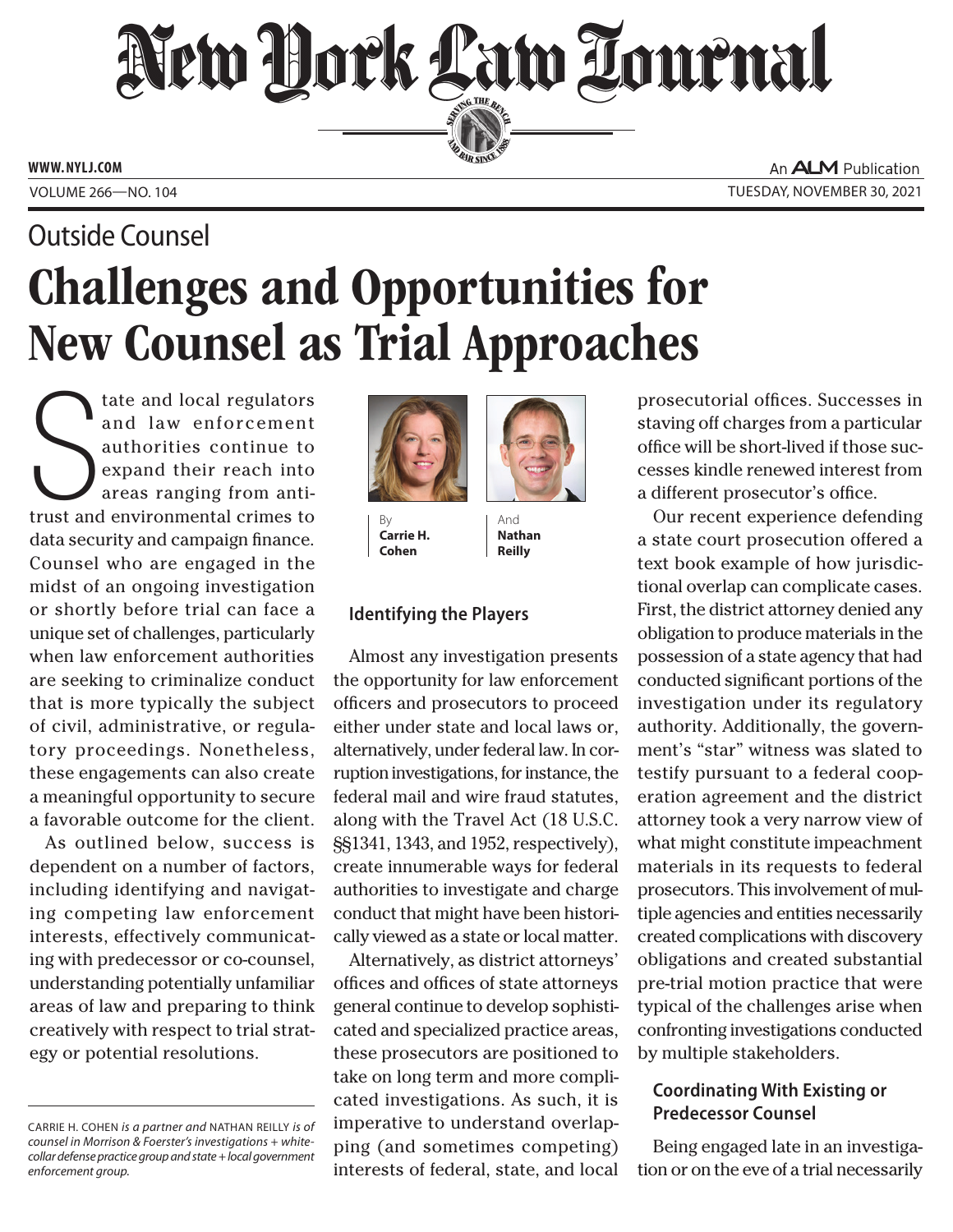# New York Law Journal

Outside Counsel

# Challenges and Opportunities for New Counsel as Trial Approaches

By **Carrie H. Cohen** And **Nathan Reilly**

State and local regulators and law enforcement authorities continue to expand their reach into areas ranging from antitrust and environmental crimes to data security and campaign finance. Counsel who are engaged in the midst of an ongoing investigation or shortly before trial can face a unique set of challenges, particularly when law enforcement authorities are seeking to criminalize conduct that is more typically the subject of civil, administrative, or regulatory proceedings. Nonetheless, these engagements can also create a meaningful opportunity to secure a favorable outcome for the client.

As outlined below, success is dependent on a number of factors, including identifying and navigating competing law enforcement interests, effectively communicating with predecessor or co-counsel, understanding potentially unfamiliar areas of law and preparing to think creatively with respect to trial strategy or potential resolutions.

## Identifying the Players

Almost any investigation presents the opportunity for law enforcement officers and prosecutors to proceed either under state and local laws or, alternatively, under federal law. In corruption investigations, for instance, the federal mail and wire fraud statutes, along with the Travel Act (18 U.S.C. §§1341, 1343, and 1952, respectively), create innumerable ways for federal authorities to investigate and charge conduct that might have been historically viewed as a state or local matter.

Alternatively, as district attorneys' offices and offices of state attorneys general continue to develop sophisticated and specialized practice areas, these prosecutors are positioned to take on long term and more complicated investigations. As such, it is imperative to understand overlapping (and sometimes competing) interests of federal, state, and local prosecutorial offices. Successes in staving off charges from a particular office will be short-lived if those successes kindle renewed interest from a different prosecutor's office.

Our recent experience defending a state court prosecution offered a text book example of how jurisdictional overlap can complicate cases. First, the district attorney denied any obligation to produce materials in the possession of a state agency that had conducted significant portions of the investigation under its regulatory authority. Additionally, the government's "star" witness was slated to testify pursuant to a federal cooperation agreement and the district attorney took a very narrow view of what might constitute impeachment materials in its requests to federal prosecutors. This involvement of multiple agencies and entities necessarily created complications with discovery obligations and created substantial pre-trial motion practice that were typical of the challenges arise when confronting investigations conducted by multiple stakeholders.

## Coordinating With Existing or Predecessor Counsel

Being engaged late in an investigation or on the eve of a trial necessarily

---

CARRIE H. COHEN *is a partner and* NATHAN REILLY *is of counsel in Morrison & Foerster's investigations + white-collar defense practice group and state + local government enforcement group.*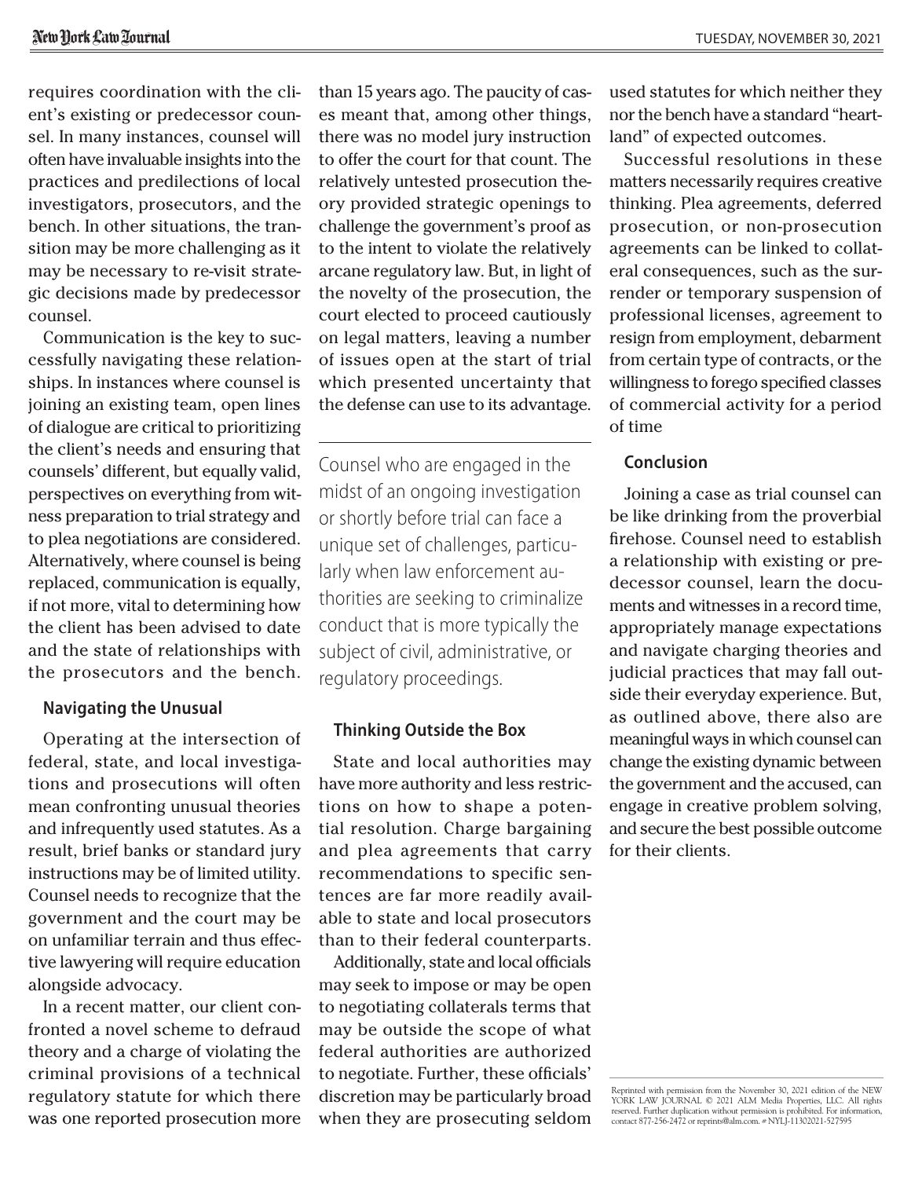requires coordination with the client's existing or predecessor counsel. In many instances, counsel will often have invaluable insights into the practices and predilections of local investigators, prosecutors, and the bench. In other situations, the transition may be more challenging as it may be necessary to re-visit strategic decisions made by predecessor counsel.

Communication is the key to successfully navigating these relationships. In instances where counsel is joining an existing team, open lines of dialogue are critical to prioritizing the client's needs and ensuring that counsels' different, but equally valid, perspectives on everything from witness preparation to trial strategy and to plea negotiations are considered. Alternatively, where counsel is being replaced, communication is equally, if not more, vital to determining how the client has been advised to date and the state of relationships with the prosecutors and the bench.

### Navigating the Unusual

Operating at the intersection of federal, state, and local investigations and prosecutions will often mean confronting unusual theories and infrequently used statutes. As a result, brief banks or standard jury instructions may be of limited utility. Counsel needs to recognize that the government and the court may be on unfamiliar terrain and thus effective lawyering will require education alongside advocacy.

In a recent matter, our client confronted a novel scheme to defraud theory and a charge of violating the criminal provisions of a technical regulatory statute for which there was one reported prosecution more than 15 years ago. The paucity of cases meant that, among other things, there was no model jury instruction to offer the court for that count. The relatively untested prosecution theory provided strategic openings to challenge the government's proof as to the intent to violate the relatively arcane regulatory law. But, in light of the novelty of the prosecution, the court elected to proceed cautiously on legal matters, leaving a number of issues open at the start of trial which presented uncertainty that the defense can use to its advantage.

> Counsel who are engaged in the midst of an ongoing investigation or shortly before trial can face a unique set of challenges, particularly when law enforcement authorities are seeking to criminalize conduct that is more typically the subject of civil, administrative, or regulatory proceedings.

### Thinking Outside the Box

State and local authorities may have more authority and less restrictions on how to shape a potential resolution. Charge bargaining and plea agreements that carry recommendations to specific sentences are far more readily available to state and local prosecutors than to their federal counterparts.

Additionally, state and local officials may seek to impose or may be open to negotiating collaterals terms that may be outside the scope of what federal authorities are authorized to negotiate. Further, these officials' discretion may be particularly broad when they are prosecuting seldom used statutes for which neither they nor the bench have a standard "heartland" of expected outcomes.

Successful resolutions in these matters necessarily requires creative thinking. Plea agreements, deferred prosecution, or non-prosecution agreements can be linked to collateral consequences, such as the surrender or temporary suspension of professional licenses, agreement to resign from employment, debarment from certain type of contracts, or the willingness to forego specified classes of commercial activity for a period of time

### Conclusion

Joining a case as trial counsel can be like drinking from the proverbial firehose. Counsel need to establish a relationship with existing or predecessor counsel, learn the documents and witnesses in a record time, appropriately manage expectations and navigate charging theories and judicial practices that may fall outside their everyday experience. But, as outlined above, there also are meaningful ways in which counsel can change the existing dynamic between the government and the accused, can engage in creative problem solving, and secure the best possible outcome for their clients.

Reprinted with permission from the November 30, 2021 edition of the NEW YORK LAW JOURNAL © 2021 ALM Media Properties, LLC. All rights reserved. Further duplication without permission is prohibited. For information, contact 877-256-2472 or reprints@alm.com. # NYLJ-11302021-527595